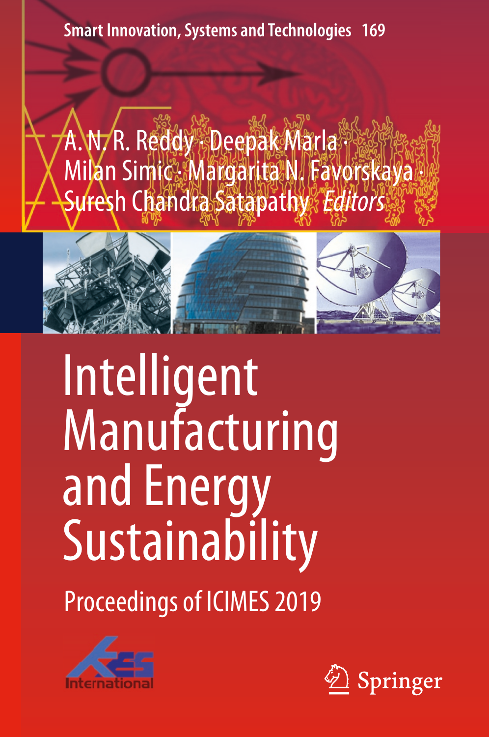Smart Innovation, Systems and Technologies 169

A. N. R. Reddy · Deepak Marla · Milan Simic · Margarita N. Favorskaya · Suresh Chandra Satapathy *Editors*

# Intelligent Manufacturing and Energy Sustainability

## Proceedings of ICIMES 2019

KES International

Springer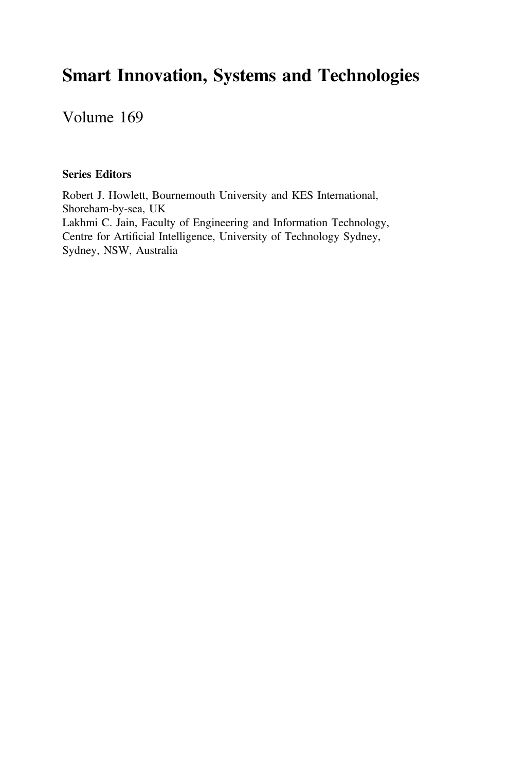# Smart Innovation, Systems and Technologies

Volume 169

**Series Editors**

Robert J. Howlett, Bournemouth University and KES International, Shoreham-by-sea, UK
Lakhmi C. Jain, Faculty of Engineering and Information Technology, Centre for Artificial Intelligence, University of Technology Sydney, Sydney, NSW, Australia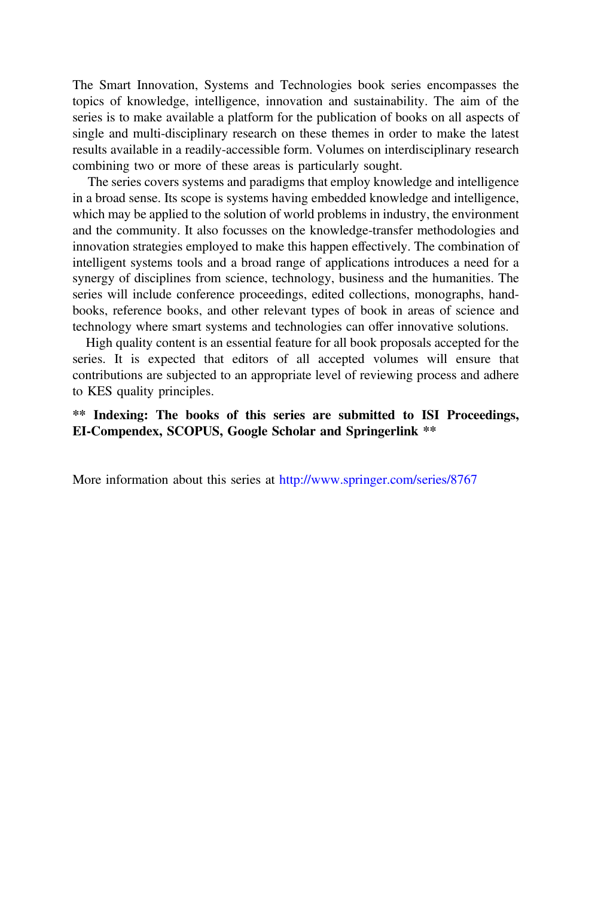The Smart Innovation, Systems and Technologies book series encompasses the topics of knowledge, intelligence, innovation and sustainability. The aim of the series is to make available a platform for the publication of books on all aspects of single and multi-disciplinary research on these themes in order to make the latest results available in a readily-accessible form. Volumes on interdisciplinary research combining two or more of these areas is particularly sought.

The series covers systems and paradigms that employ knowledge and intelligence in a broad sense. Its scope is systems having embedded knowledge and intelligence, which may be applied to the solution of world problems in industry, the environment and the community. It also focusses on the knowledge-transfer methodologies and innovation strategies employed to make this happen effectively. The combination of intelligent systems tools and a broad range of applications introduces a need for a synergy of disciplines from science, technology, business and the humanities. The series will include conference proceedings, edited collections, monographs, handbooks, reference books, and other relevant types of book in areas of science and technology where smart systems and technologies can offer innovative solutions.

High quality content is an essential feature for all book proposals accepted for the series. It is expected that editors of all accepted volumes will ensure that contributions are subjected to an appropriate level of reviewing process and adhere to KES quality principles.

**** Indexing: The books of this series are submitted to ISI Proceedings, EI-Compendex, SCOPUS, Google Scholar and Springerlink ****

More information about this series at http://www.springer.com/series/8767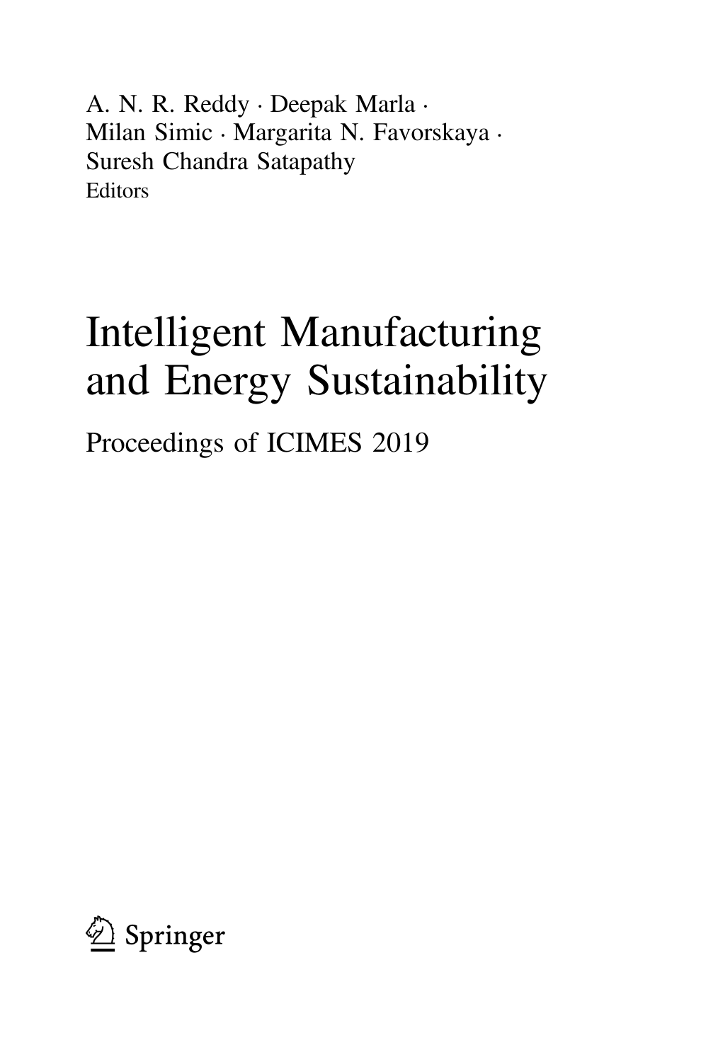A. N. R. Reddy · Deepak Marla ·
Milan Simic · Margarita N. Favorskaya ·
Suresh Chandra Satapathy
Editors

# Intelligent Manufacturing and Energy Sustainability

## Proceedings of ICIMES 2019

Springer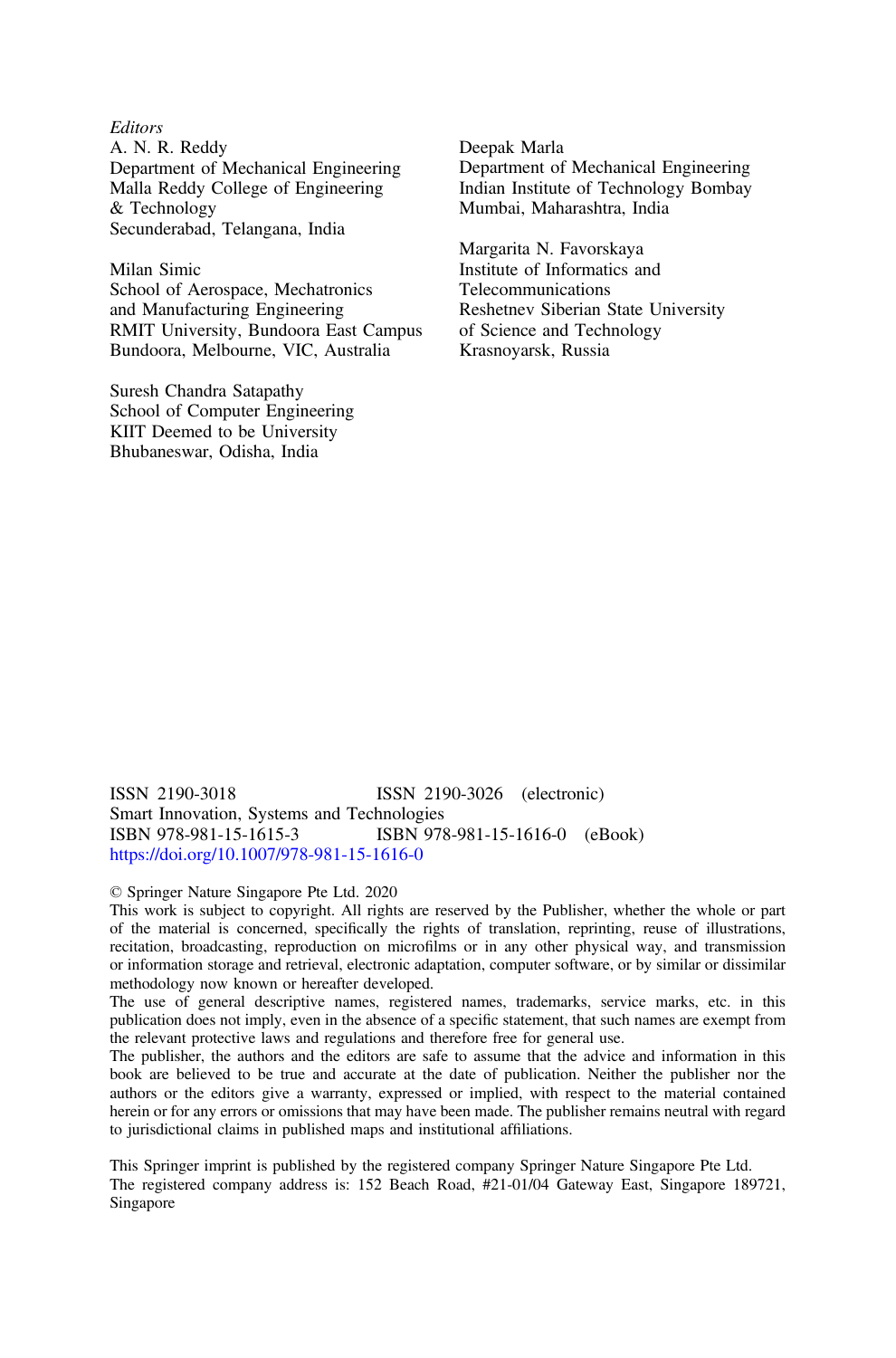*Editors*

A. N. R. Reddy
Department of Mechanical Engineering
Malla Reddy College of Engineering
& Technology
Secunderabad, Telangana, India

Milan Simic
School of Aerospace, Mechatronics
and Manufacturing Engineering
RMIT University, Bundoora East Campus
Bundoora, Melbourne, VIC, Australia

Suresh Chandra Satapathy
School of Computer Engineering
KIIT Deemed to be University
Bhubaneswar, Odisha, India

Deepak Marla
Department of Mechanical Engineering
Indian Institute of Technology Bombay
Mumbai, Maharashtra, India

Margarita N. Favorskaya
Institute of Informatics and
Telecommunications
Reshetnev Siberian State University
of Science and Technology
Krasnoyarsk, Russia

ISSN 2190-3018 ISSN 2190-3026 (electronic)
Smart Innovation, Systems and Technologies
ISBN 978-981-15-1615-3 ISBN 978-981-15-1616-0 (eBook)
https://doi.org/10.1007/978-981-15-1616-0

© Springer Nature Singapore Pte Ltd. 2020
This work is subject to copyright. All rights are reserved by the Publisher, whether the whole or part of the material is concerned, specifically the rights of translation, reprinting, reuse of illustrations, recitation, broadcasting, reproduction on microfilms or in any other physical way, and transmission or information storage and retrieval, electronic adaptation, computer software, or by similar or dissimilar methodology now known or hereafter developed.
The use of general descriptive names, registered names, trademarks, service marks, etc. in this publication does not imply, even in the absence of a specific statement, that such names are exempt from the relevant protective laws and regulations and therefore free for general use.
The publisher, the authors and the editors are safe to assume that the advice and information in this book are believed to be true and accurate at the date of publication. Neither the publisher nor the authors or the editors give a warranty, expressed or implied, with respect to the material contained herein or for any errors or omissions that may have been made. The publisher remains neutral with regard to jurisdictional claims in published maps and institutional affiliations.

This Springer imprint is published by the registered company Springer Nature Singapore Pte Ltd.
The registered company address is: 152 Beach Road, #21-01/04 Gateway East, Singapore 189721, Singapore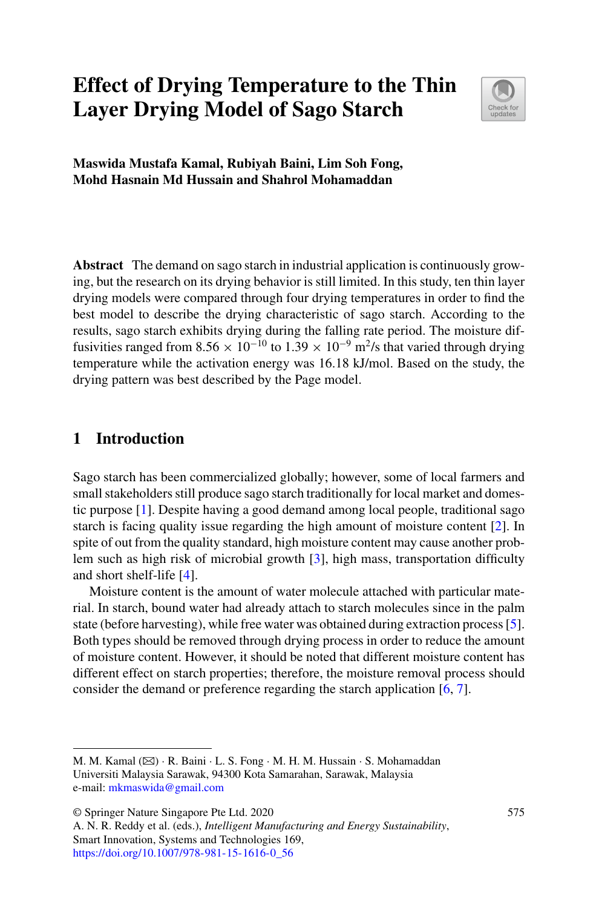# Effect of Drying Temperature to the Thin Layer Drying Model of Sago Starch

**Maswida Mustafa Kamal, Rubiyah Baini, Lim Soh Fong, Mohd Hasnain Md Hussain and Shahrol Mohamaddan**

**Abstract** The demand on sago starch in industrial application is continuously growing, but the research on its drying behavior is still limited. In this study, ten thin layer drying models were compared through four drying temperatures in order to find the best model to describe the drying characteristic of sago starch. According to the results, sago starch exhibits drying during the falling rate period. The moisture diffusivities ranged from $8.56 \times 10^{-10}$ to $1.39 \times 10^{-9}$ $m^2/s$ that varied through drying temperature while the activation energy was 16.18 kJ/mol. Based on the study, the drying pattern was best described by the Page model.

## 1 Introduction

Sago starch has been commercialized globally; however, some of local farmers and small stakeholders still produce sago starch traditionally for local market and domestic purpose [1]. Despite having a good demand among local people, traditional sago starch is facing quality issue regarding the high amount of moisture content [2]. In spite of out from the quality standard, high moisture content may cause another problem such as high risk of microbial growth [3], high mass, transportation difficulty and short shelf-life [4].

Moisture content is the amount of water molecule attached with particular material. In starch, bound water had already attach to starch molecules since in the palm state (before harvesting), while free water was obtained during extraction process [5]. Both types should be removed through drying process in order to reduce the amount of moisture content. However, it should be noted that different moisture content has different effect on starch properties; therefore, the moisture removal process should consider the demand or preference regarding the starch application [6, 7].

---

M. M. Kamal (✉) · R. Baini · L. S. Fong · M. H. M. Hussain · S. Mohamaddan
Universiti Malaysia Sarawak, 94300 Kota Samarahan, Sarawak, Malaysia
e-mail: mkmaswida@gmail.com

© Springer Nature Singapore Pte Ltd. 2020
A. N. R. Reddy et al. (eds.), *Intelligent Manufacturing and Energy Sustainability*, Smart Innovation, Systems and Technologies 169,
https://doi.org/10.1007/978-981-15-1616-0_56